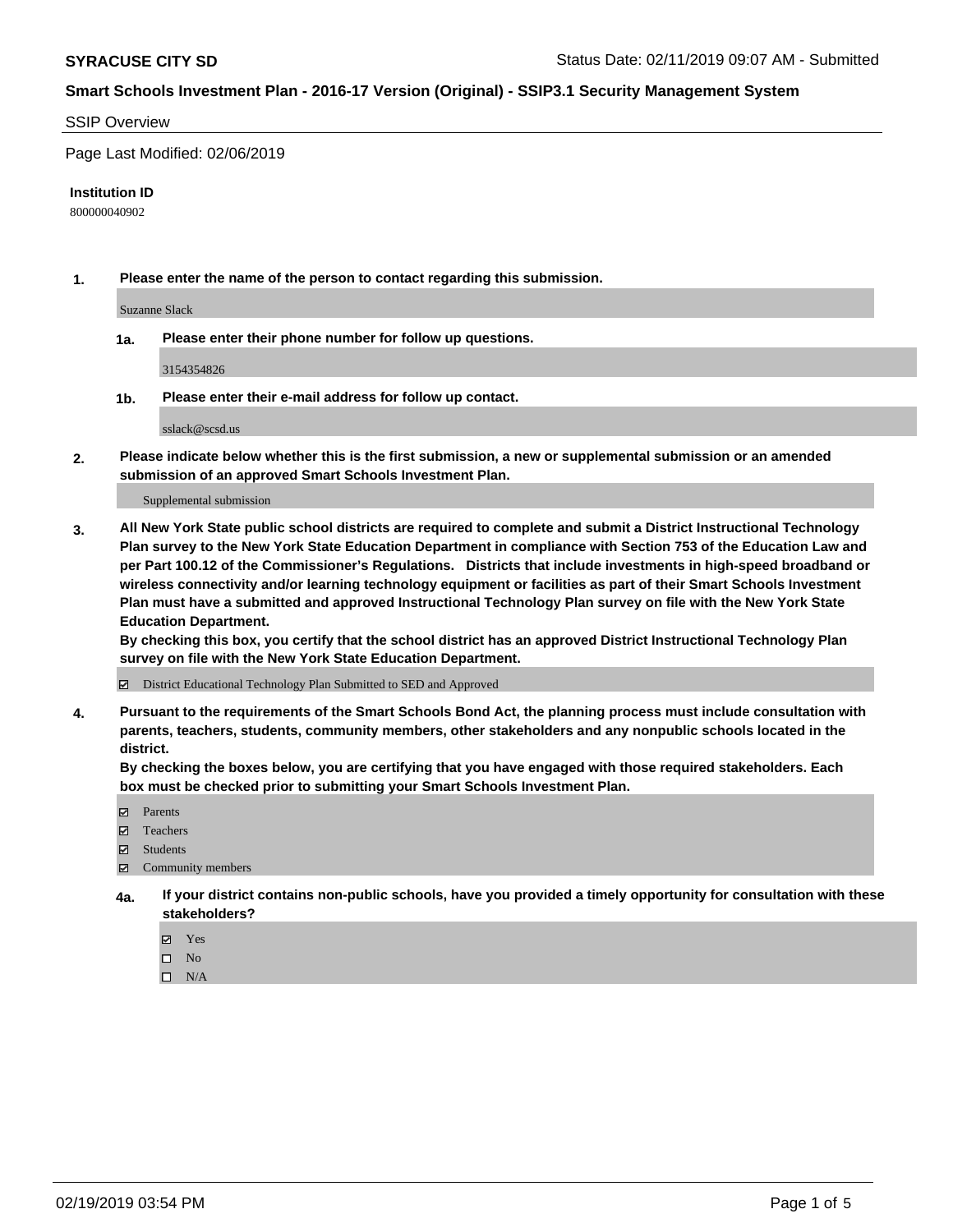**SYRACUSE CITY SD** Status Date: 02/11/2019 09:07 AM - Submitted

**Smart Schools Investment Plan - 2016-17 Version (Original) - SSIP3.1 Security Management System**

SSIP Overview

Page Last Modified: 02/06/2019

**Institution ID**

800000040902

**1. Please enter the name of the person to contact regarding this submission.**

Suzanne Slack

**1a. Please enter their phone number for follow up questions.**

3154354826

**1b. Please enter their e-mail address for follow up contact.**

sslack@scsd.us

**2. Please indicate below whether this is the first submission, a new or supplemental submission or an amended submission of an approved Smart Schools Investment Plan.**

Supplemental submission

**3. All New York State public school districts are required to complete and submit a District Instructional Technology Plan survey to the New York State Education Department in compliance with Section 753 of the Education Law and per Part 100.12 of the Commissioner's Regulations. Districts that include investments in high-speed broadband or wireless connectivity and/or learning technology equipment or facilities as part of their Smart Schools Investment Plan must have a submitted and approved Instructional Technology Plan survey on file with the New York State Education Department.**
**By checking this box, you certify that the school district has an approved District Instructional Technology Plan survey on file with the New York State Education Department.**

☑ District Educational Technology Plan Submitted to SED and Approved

**4. Pursuant to the requirements of the Smart Schools Bond Act, the planning process must include consultation with parents, teachers, students, community members, other stakeholders and any nonpublic schools located in the district.**
**By checking the boxes below, you are certifying that you have engaged with those required stakeholders. Each box must be checked prior to submitting your Smart Schools Investment Plan.**

☑ Parents
☑ Teachers
☑ Students
☑ Community members

**4a. If your district contains non-public schools, have you provided a timely opportunity for consultation with these stakeholders?**

☑ Yes
☐ No
☐ N/A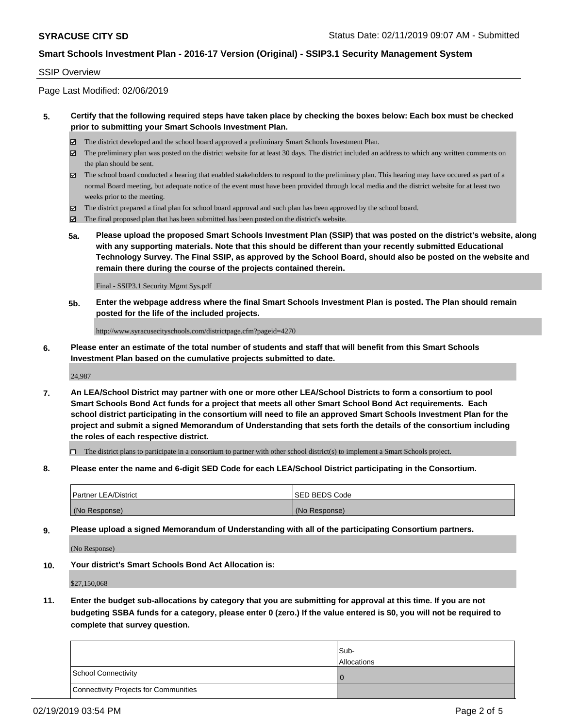**SYRACUSE CITY SD** Status Date: 02/11/2019 09:07 AM - Submitted

**Smart Schools Investment Plan - 2016-17 Version (Original) - SSIP3.1 Security Management System**

SSIP Overview

Page Last Modified: 02/06/2019

**5. Certify that the following required steps have taken place by checking the boxes below: Each box must be checked prior to submitting your Smart Schools Investment Plan.**

- ☑ The district developed and the school board approved a preliminary Smart Schools Investment Plan.
- ☑ The preliminary plan was posted on the district website for at least 30 days. The district included an address to which any written comments on the plan should be sent.
- ☑ The school board conducted a hearing that enabled stakeholders to respond to the preliminary plan. This hearing may have occured as part of a normal Board meeting, but adequate notice of the event must have been provided through local media and the district website for at least two weeks prior to the meeting.
- ☑ The district prepared a final plan for school board approval and such plan has been approved by the school board.
- ☑ The final proposed plan that has been submitted has been posted on the district's website.

**5a. Please upload the proposed Smart Schools Investment Plan (SSIP) that was posted on the district's website, along with any supporting materials. Note that this should be different than your recently submitted Educational Technology Survey. The Final SSIP, as approved by the School Board, should also be posted on the website and remain there during the course of the projects contained therein.**

Final - SSIP3.1 Security Mgmt Sys.pdf

**5b. Enter the webpage address where the final Smart Schools Investment Plan is posted. The Plan should remain posted for the life of the included projects.**

http://www.syracusecityschools.com/districtpage.cfm?pageid=4270

**6. Please enter an estimate of the total number of students and staff that will benefit from this Smart Schools Investment Plan based on the cumulative projects submitted to date.**

24,987

**7. An LEA/School District may partner with one or more other LEA/School Districts to form a consortium to pool Smart Schools Bond Act funds for a project that meets all other Smart School Bond Act requirements. Each school district participating in the consortium will need to file an approved Smart Schools Investment Plan for the project and submit a signed Memorandum of Understanding that sets forth the details of the consortium including the roles of each respective district.**

- ☐ The district plans to participate in a consortium to partner with other school district(s) to implement a Smart Schools project.

**8. Please enter the name and 6-digit SED Code for each LEA/School District participating in the Consortium.**

| Partner LEA/District | SED BEDS Code |
| --- | --- |
| (No Response) | (No Response) |

**9. Please upload a signed Memorandum of Understanding with all of the participating Consortium partners.**

(No Response)

**10. Your district's Smart Schools Bond Act Allocation is:**

$27,150,068

**11. Enter the budget sub-allocations by category that you are submitting for approval at this time. If you are not budgeting SSBA funds for a category, please enter 0 (zero.) If the value entered is $0, you will not be required to complete that survey question.**

| | Sub-Allocations |
| --- | --- |
| School Connectivity | 0 |
| Connectivity Projects for Communities | |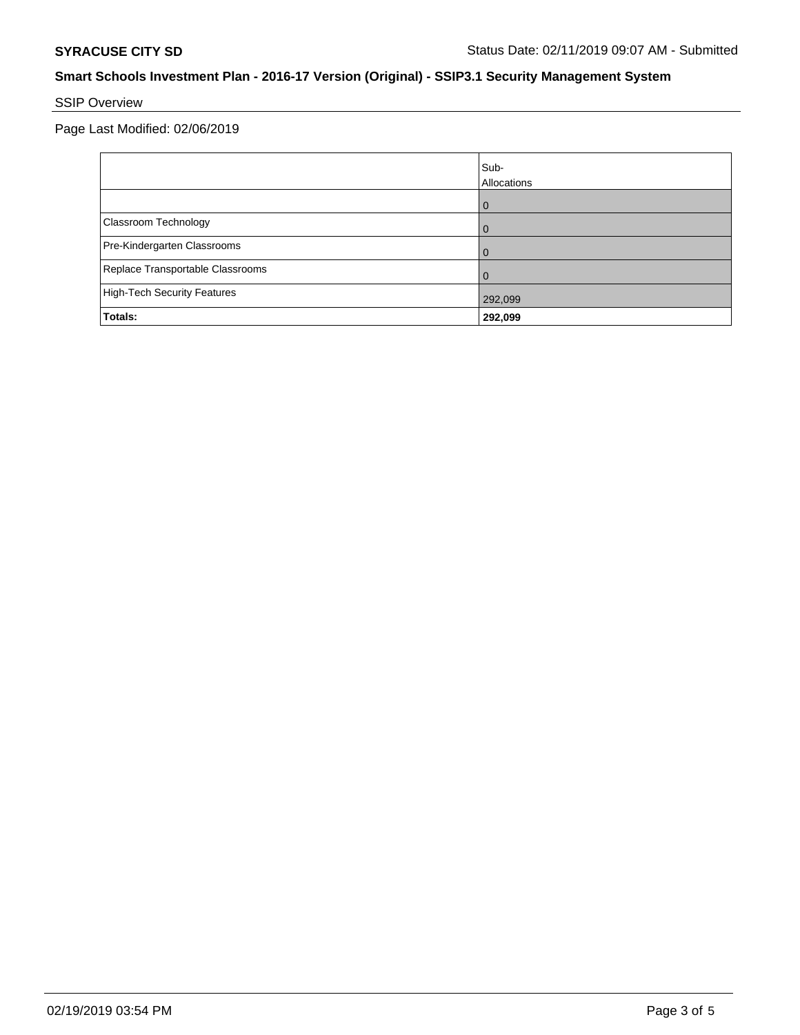**SYRACUSE CITY SD** Status Date: 02/11/2019 09:07 AM - Submitted

## Smart Schools Investment Plan - 2016-17 Version (Original) - SSIP3.1 Security Management System

SSIP Overview

Page Last Modified: 02/06/2019

| | Sub-Allocations |
|---|---|
| | 0 |
| Classroom Technology | 0 |
| Pre-Kindergarten Classrooms | 0 |
| Replace Transportable Classrooms | 0 |
| High-Tech Security Features | 292,099 |
| **Totals:** | **292,099** |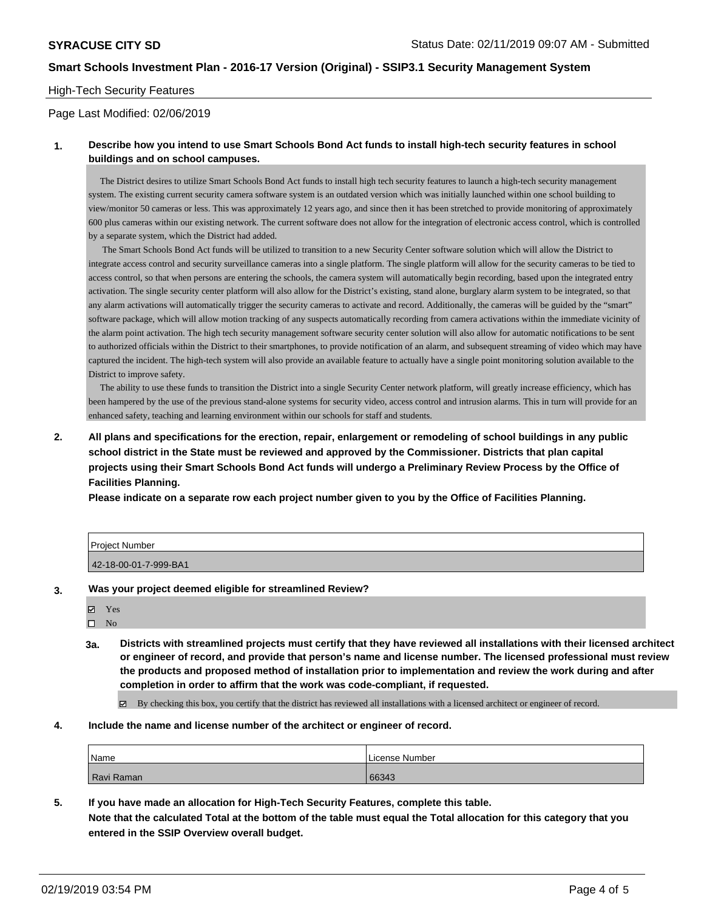## High-Tech Security Features

Page Last Modified: 02/06/2019

**1. Describe how you intend to use Smart Schools Bond Act funds to install high-tech security features in school buildings and on school campuses.**

The District desires to utilize Smart Schools Bond Act funds to install high tech security features to launch a high-tech security management system. The existing current security camera software system is an outdated version which was initially launched within one school building to view/monitor 50 cameras or less. This was approximately 12 years ago, and since then it has been stretched to provide monitoring of approximately 600 plus cameras within our existing network. The current software does not allow for the integration of electronic access control, which is controlled by a separate system, which the District had added.

The Smart Schools Bond Act funds will be utilized to transition to a new Security Center software solution which will allow the District to integrate access control and security surveillance cameras into a single platform. The single platform will allow for the security cameras to be tied to access control, so that when persons are entering the schools, the camera system will automatically begin recording, based upon the integrated entry activation. The single security center platform will also allow for the District's existing, stand alone, burglary alarm system to be integrated, so that any alarm activations will automatically trigger the security cameras to activate and record. Additionally, the cameras will be guided by the "smart" software package, which will allow motion tracking of any suspects automatically recording from camera activations within the immediate vicinity of the alarm point activation. The high tech security management software security center solution will also allow for automatic notifications to be sent to authorized officials within the District to their smartphones, to provide notification of an alarm, and subsequent streaming of video which may have captured the incident. The high-tech system will also provide an available feature to actually have a single point monitoring solution available to the District to improve safety.

The ability to use these funds to transition the District into a single Security Center network platform, will greatly increase efficiency, which has been hampered by the use of the previous stand-alone systems for security video, access control and intrusion alarms. This in turn will provide for an enhanced safety, teaching and learning environment within our schools for staff and students.

**2. All plans and specifications for the erection, repair, enlargement or remodeling of school buildings in any public school district in the State must be reviewed and approved by the Commissioner. Districts that plan capital projects using their Smart Schools Bond Act funds will undergo a Preliminary Review Process by the Office of Facilities Planning.**

**Please indicate on a separate row each project number given to you by the Office of Facilities Planning.**

| Project Number |
| --- |
| 42-18-00-01-7-999-BA1 |

**3. Was your project deemed eligible for streamlined Review?**

☑ Yes
☐ No

**3a. Districts with streamlined projects must certify that they have reviewed all installations with their licensed architect or engineer of record, and provide that person's name and license number. The licensed professional must review the products and proposed method of installation prior to implementation and review the work during and after completion in order to affirm that the work was code-compliant, if requested.**

☑ By checking this box, you certify that the district has reviewed all installations with a licensed architect or engineer of record.

**4. Include the name and license number of the architect or engineer of record.**

| Name | License Number |
| --- | --- |
| Ravi Raman | 66343 |

**5. If you have made an allocation for High-Tech Security Features, complete this table.**
**Note that the calculated Total at the bottom of the table must equal the Total allocation for this category that you entered in the SSIP Overview overall budget.**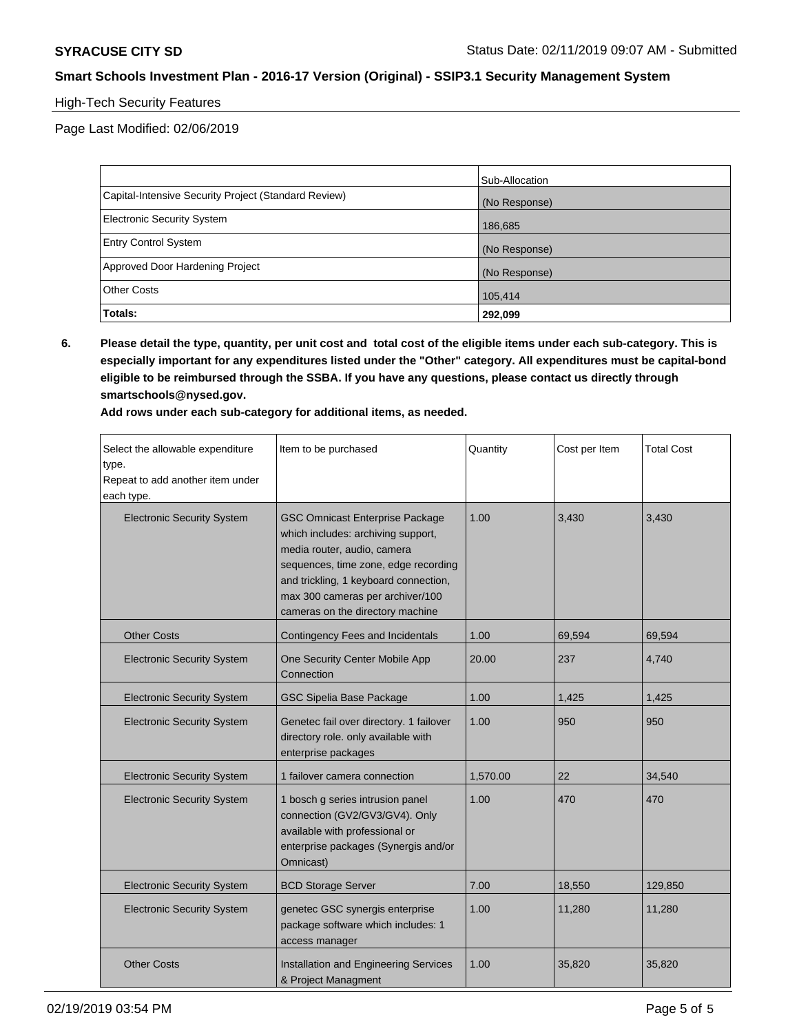High-Tech Security Features

Page Last Modified: 02/06/2019

| | Sub-Allocation |
|---|---|
| Capital-Intensive Security Project (Standard Review) | (No Response) |
| Electronic Security System | 186,685 |
| Entry Control System | (No Response) |
| Approved Door Hardening Project | (No Response) |
| Other Costs | 105,414 |
| **Totals:** | **292,099** |

**6. Please detail the type, quantity, per unit cost and total cost of the eligible items under each sub-category. This is especially important for any expenditures listed under the "Other" category. All expenditures must be capital-bond eligible to be reimbursed through the SSBA. If you have any questions, please contact us directly through smartschools@nysed.gov.**

**Add rows under each sub-category for additional items, as needed.**

| Select the allowable expenditure type. Repeat to add another item under each type. | Item to be purchased | Quantity | Cost per Item | Total Cost |
|---|---|---|---|---|
| Electronic Security System | GSC Omnicast Enterprise Package which includes: archiving support, media router, audio, camera sequences, time zone, edge recording and trickling, 1 keyboard connection, max 300 cameras per archiver/100 cameras on the directory machine | 1.00 | 3,430 | 3,430 |
| Other Costs | Contingency Fees and Incidentals | 1.00 | 69,594 | 69,594 |
| Electronic Security System | One Security Center Mobile App Connection | 20.00 | 237 | 4,740 |
| Electronic Security System | GSC Sipelia Base Package | 1.00 | 1,425 | 1,425 |
| Electronic Security System | Genetec fail over directory. 1 failover directory role. only available with enterprise packages | 1.00 | 950 | 950 |
| Electronic Security System | 1 failover camera connection | 1,570.00 | 22 | 34,540 |
| Electronic Security System | 1 bosch g series intrusion panel connection (GV2/GV3/GV4). Only available with professional or enterprise packages (Synergis and/or Omnicast) | 1.00 | 470 | 470 |
| Electronic Security System | BCD Storage Server | 7.00 | 18,550 | 129,850 |
| Electronic Security System | genetec GSC synergis enterprise package software which includes: 1 access manager | 1.00 | 11,280 | 11,280 |
| Other Costs | Installation and Engineering Services & Project Managment | 1.00 | 35,820 | 35,820 |